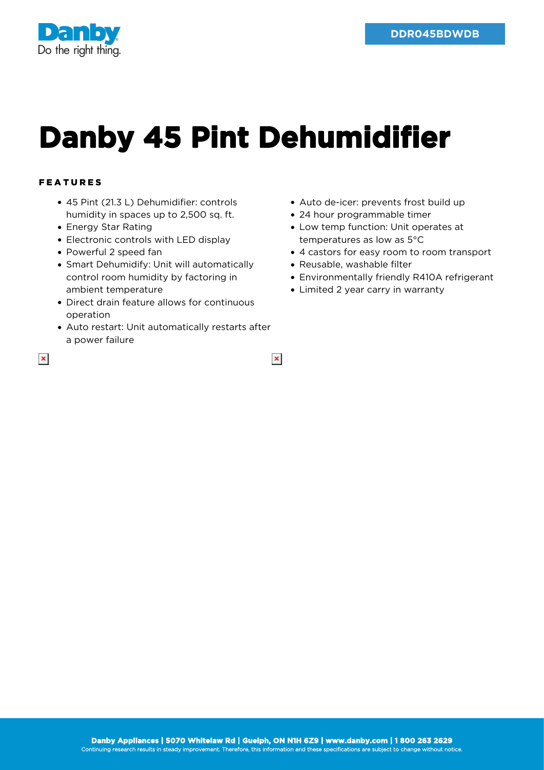Danby
Do the right thing.

**DDR045BDWDB**

# Danby 45 Pint Dehumidifier

## FEATURES

- 45 Pint (21.3 L) Dehumidifier: controls humidity in spaces up to 2,500 sq. ft.
- Energy Star Rating
- Electronic controls with LED display
- Powerful 2 speed fan
- Smart Dehumidify: Unit will automatically control room humidity by factoring in ambient temperature
- Direct drain feature allows for continuous operation
- Auto restart: Unit automatically restarts after a power failure
- Auto de-icer: prevents frost build up
- 24 hour programmable timer
- Low temp function: Unit operates at temperatures as low as 5°C
- 4 castors for easy room to room transport
- Reusable, washable filter
- Environmentally friendly R410A refrigerant
- Limited 2 year carry in warranty

**Danby Appliances | 5070 Whitelaw Rd | Guelph, ON N1H 6Z9 | www.danby.com | 1 800 263 2629**
Continuing research results in steady improvement. Therefore, this information and these specifications are subject to change without notice.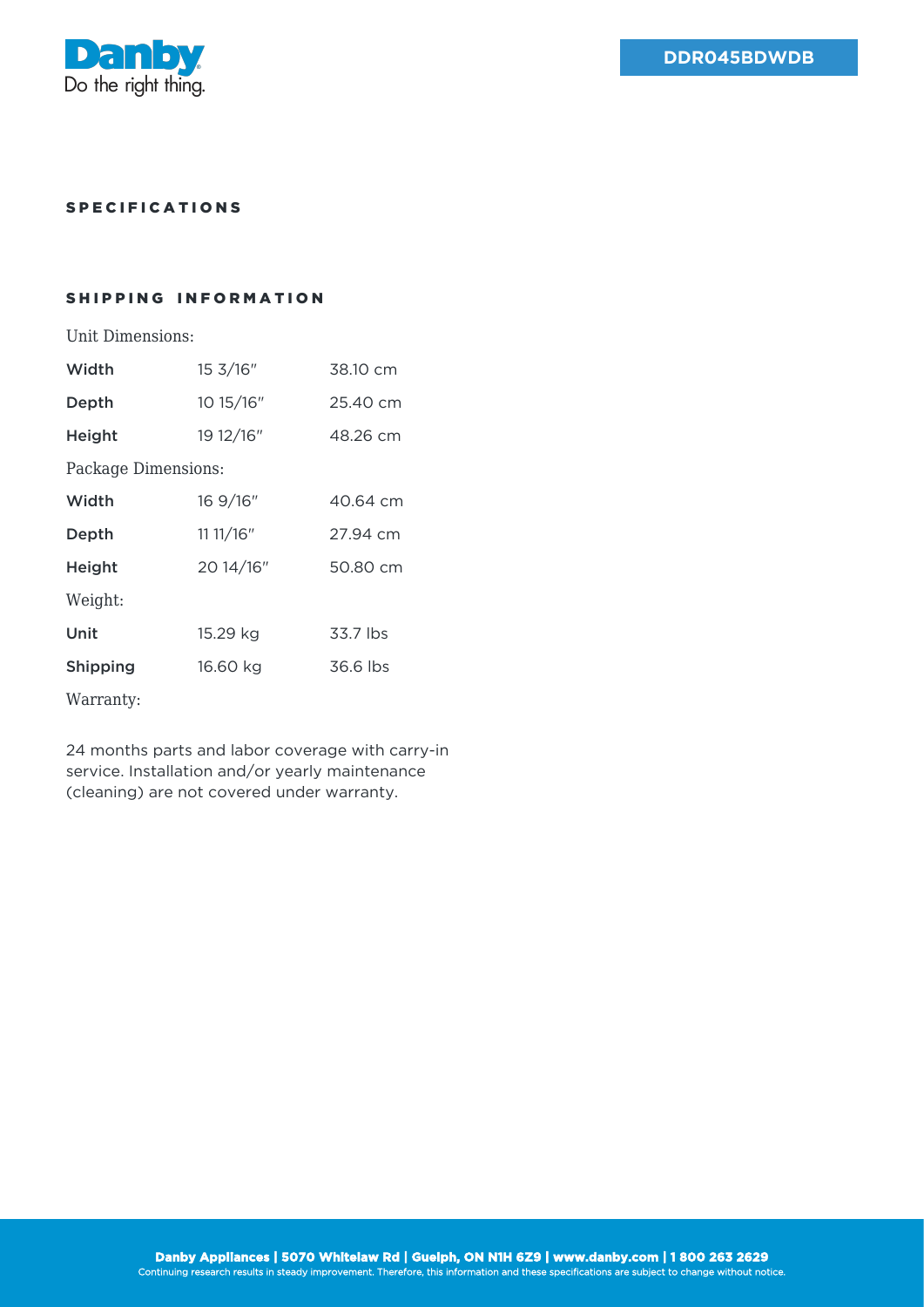DDR045BDWDB

## SPECIFICATIONS

### SHIPPING INFORMATION

Unit Dimensions:

| | | |
|---|---|---|
| **Width** | 15 3/16" | 38.10 cm |
| **Depth** | 10 15/16" | 25.40 cm |
| **Height** | 19 12/16" | 48.26 cm |

Package Dimensions:

| | | |
|---|---|---|
| **Width** | 16 9/16" | 40.64 cm |
| **Depth** | 11 11/16" | 27.94 cm |
| **Height** | 20 14/16" | 50.80 cm |

Weight:

| | | |
|---|---|---|
| **Unit** | 15.29 kg | 33.7 lbs |
| **Shipping** | 16.60 kg | 36.6 lbs |

Warranty:

24 months parts and labor coverage with carry-in service. Installation and/or yearly maintenance (cleaning) are not covered under warranty.

**Danby Appliances | 5070 Whitelaw Rd | Guelph, ON N1H 6Z9 | www.danby.com | 1 800 263 2629**
Continuing research results in steady improvement. Therefore, this information and these specifications are subject to change without notice.